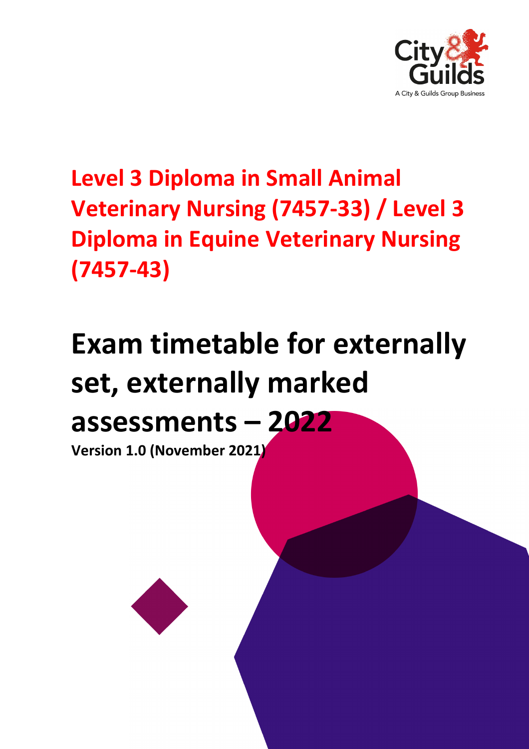City & Guilds
A City & Guilds Group Business

## Level 3 Diploma in Small Animal Veterinary Nursing (7457-33) / Level 3 Diploma in Equine Veterinary Nursing (7457-43)

# Exam timetable for externally set, externally marked assessments – 2022

**Version 1.0 (November 2021)**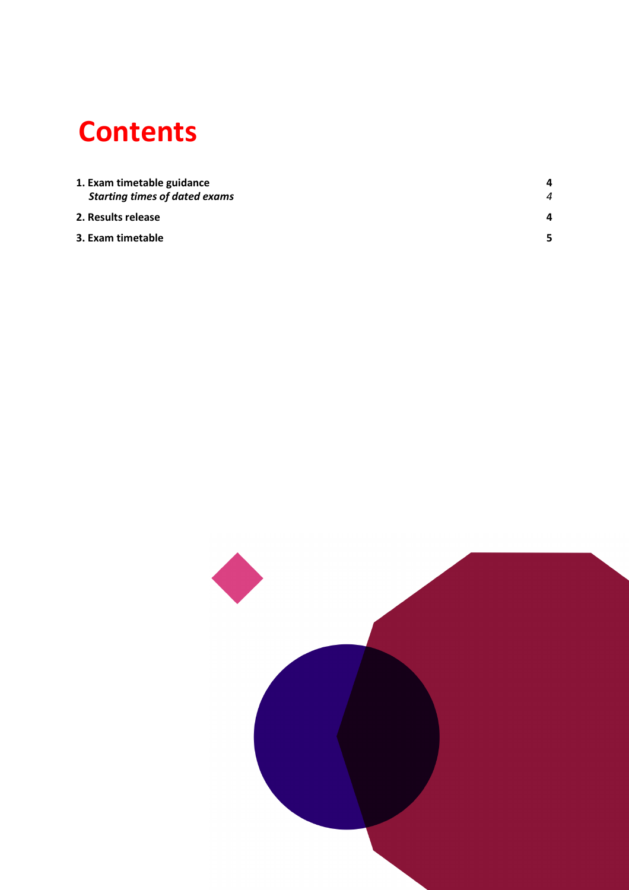# Contents

| | |
|---|---|
| **1. Exam timetable guidance** | **4** |
| ***Starting times of dated exams*** | *4* |
| **2. Results release** | **4** |
| **3. Exam timetable** | **5** |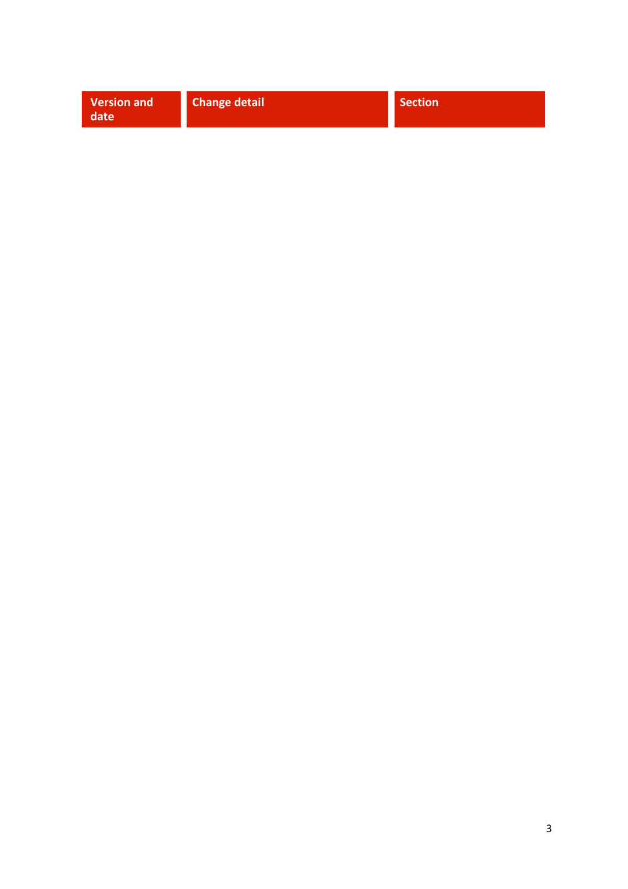| Version and date | Change detail | Section |
| --- | --- | --- |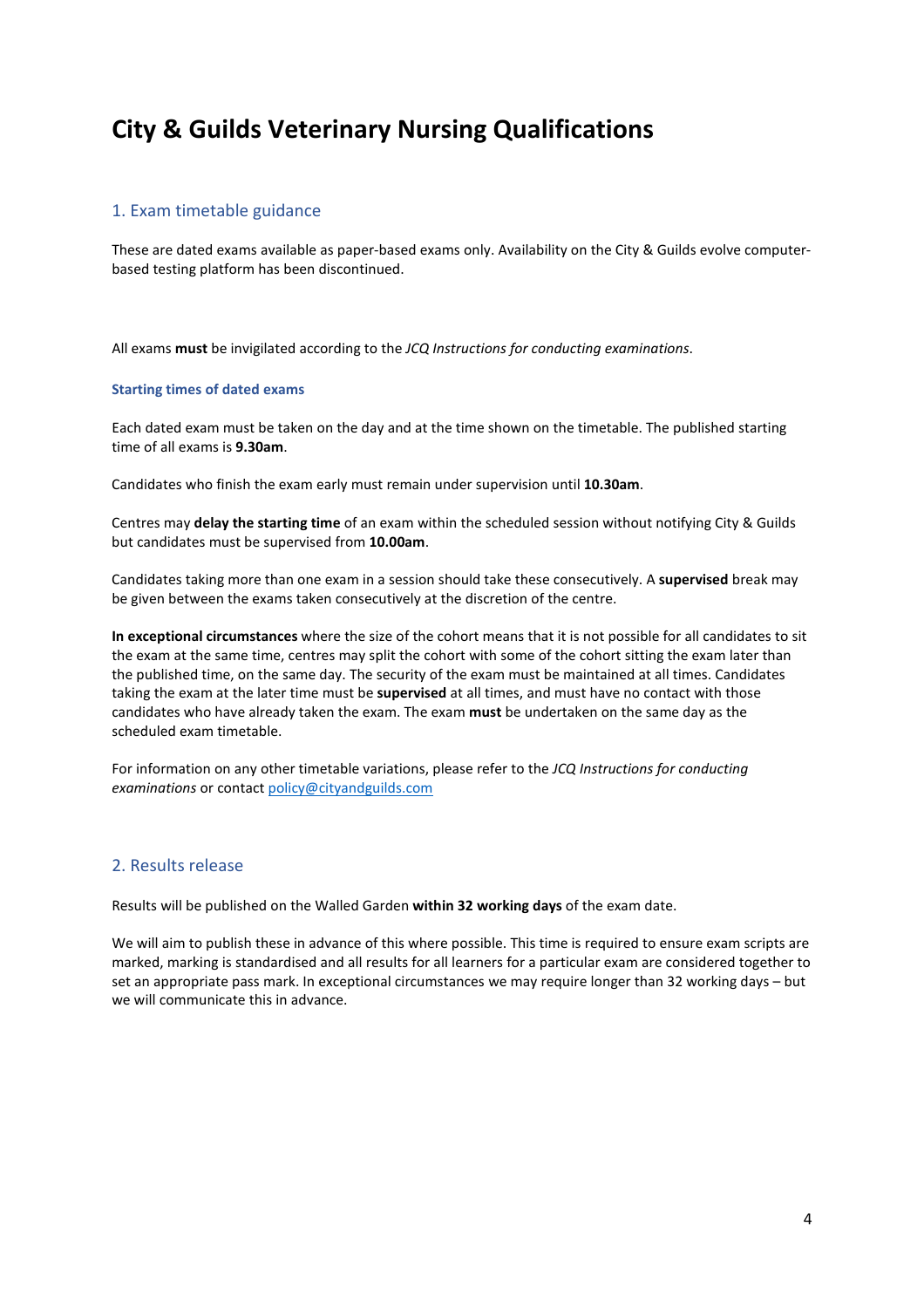# City & Guilds Veterinary Nursing Qualifications

## 1. Exam timetable guidance

These are dated exams available as paper-based exams only. Availability on the City & Guilds evolve computer-based testing platform has been discontinued.

All exams **must** be invigilated according to the *JCQ Instructions for conducting examinations*.

### Starting times of dated exams

Each dated exam must be taken on the day and at the time shown on the timetable. The published starting time of all exams is **9.30am**.

Candidates who finish the exam early must remain under supervision until **10.30am**.

Centres may **delay the starting time** of an exam within the scheduled session without notifying City & Guilds but candidates must be supervised from **10.00am**.

Candidates taking more than one exam in a session should take these consecutively. A **supervised** break may be given between the exams taken consecutively at the discretion of the centre.

**In exceptional circumstances** where the size of the cohort means that it is not possible for all candidates to sit the exam at the same time, centres may split the cohort with some of the cohort sitting the exam later than the published time, on the same day. The security of the exam must be maintained at all times. Candidates taking the exam at the later time must be **supervised** at all times, and must have no contact with those candidates who have already taken the exam. The exam **must** be undertaken on the same day as the scheduled exam timetable.

For information on any other timetable variations, please refer to the *JCQ Instructions for conducting examinations* or contact policy@cityandguilds.com

## 2. Results release

Results will be published on the Walled Garden **within 32 working days** of the exam date.

We will aim to publish these in advance of this where possible. This time is required to ensure exam scripts are marked, marking is standardised and all results for all learners for a particular exam are considered together to set an appropriate pass mark. In exceptional circumstances we may require longer than 32 working days – but we will communicate this in advance.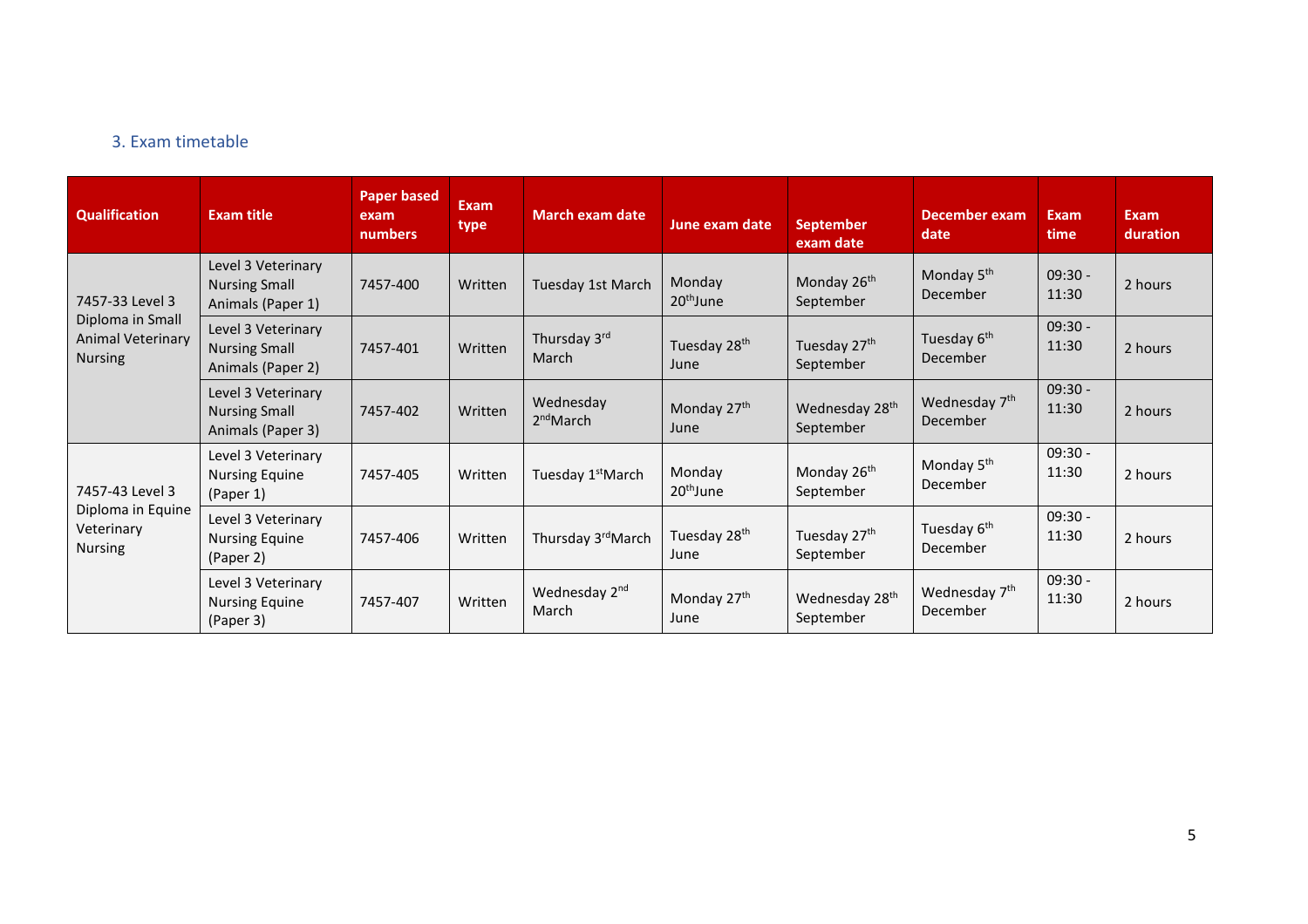## 3. Exam timetable

| Qualification | Exam title | Paper based exam numbers | Exam type | March exam date | June exam date | September exam date | December exam date | Exam time | Exam duration |
|---|---|---|---|---|---|---|---|---|---|
| 7457-33 Level 3 Diploma in Small Animal Veterinary Nursing | Level 3 Veterinary Nursing Small Animals (Paper 1) | 7457-400 | Written | Tuesday 1st March | Monday 20th June | Monday 26th September | Monday 5th December | 09:30 - 11:30 | 2 hours |
| | Level 3 Veterinary Nursing Small Animals (Paper 2) | 7457-401 | Written | Thursday 3rd March | Tuesday 28th June | Tuesday 27th September | Tuesday 6th December | 09:30 - 11:30 | 2 hours |
| | Level 3 Veterinary Nursing Small Animals (Paper 3) | 7457-402 | Written | Wednesday 2nd March | Monday 27th June | Wednesday 28th September | Wednesday 7th December | 09:30 - 11:30 | 2 hours |
| 7457-43 Level 3 Diploma in Equine Veterinary Nursing | Level 3 Veterinary Nursing Equine (Paper 1) | 7457-405 | Written | Tuesday 1st March | Monday 20th June | Monday 26th September | Monday 5th December | 09:30 - 11:30 | 2 hours |
| | Level 3 Veterinary Nursing Equine (Paper 2) | 7457-406 | Written | Thursday 3rd March | Tuesday 28th June | Tuesday 27th September | Tuesday 6th December | 09:30 - 11:30 | 2 hours |
| | Level 3 Veterinary Nursing Equine (Paper 3) | 7457-407 | Written | Wednesday 2nd March | Monday 27th June | Wednesday 28th September | Wednesday 7th December | 09:30 - 11:30 | 2 hours |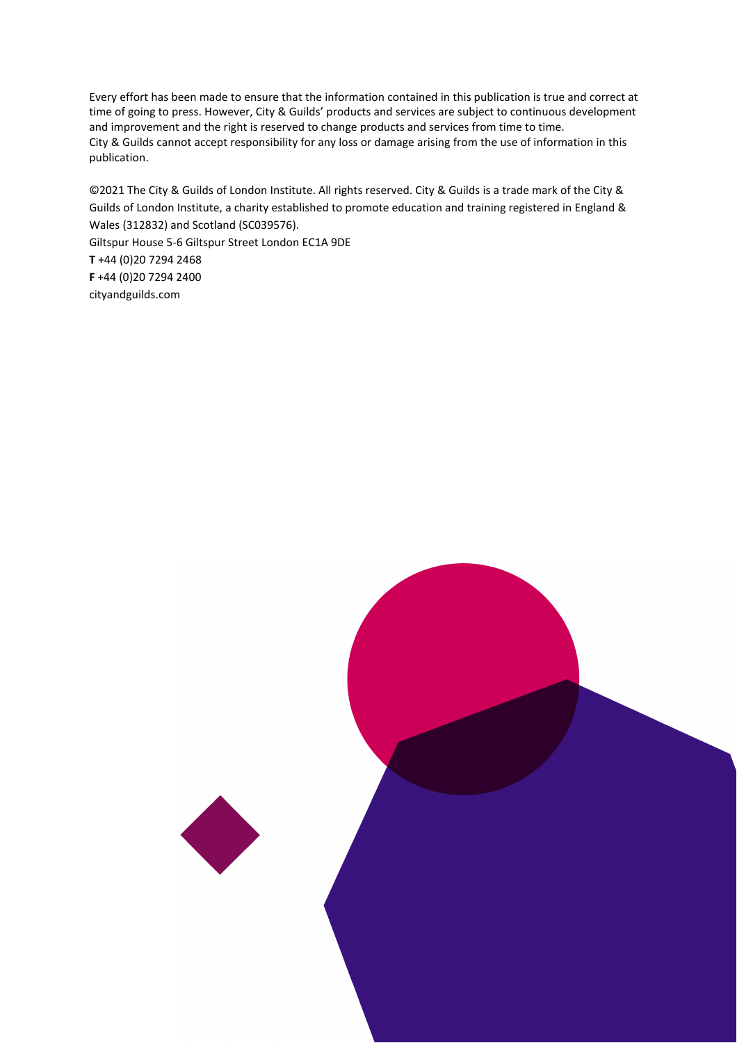Every effort has been made to ensure that the information contained in this publication is true and correct at time of going to press. However, City & Guilds' products and services are subject to continuous development and improvement and the right is reserved to change products and services from time to time.
City & Guilds cannot accept responsibility for any loss or damage arising from the use of information in this publication.

©2021 The City & Guilds of London Institute. All rights reserved. City & Guilds is a trade mark of the City & Guilds of London Institute, a charity established to promote education and training registered in England & Wales (312832) and Scotland (SC039576).
Giltspur House 5-6 Giltspur Street London EC1A 9DE
**T** +44 (0)20 7294 2468
**F** +44 (0)20 7294 2400
cityandguilds.com